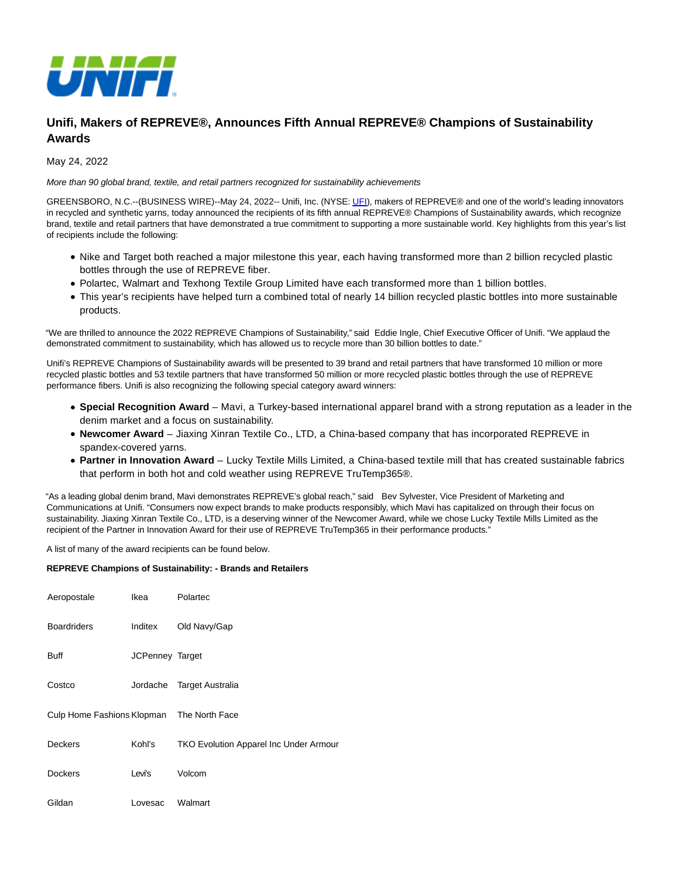# Unifi, Makers of REPREVE®, Announces Fifth Annual REPREVE® Champions of Sustainability Awards

May 24, 2022

*More than 90 global brand, textile, and retail partners recognized for sustainability achievements*

GREENSBORO, N.C.--(BUSINESS WIRE)--May 24, 2022-- Unifi, Inc. (NYSE: UFI), makers of REPREVE® and one of the world's leading innovators in recycled and synthetic yarns, today announced the recipients of its fifth annual REPREVE® Champions of Sustainability awards, which recognize brand, textile and retail partners that have demonstrated a true commitment to supporting a more sustainable world. Key highlights from this year's list of recipients include the following:

- Nike and Target both reached a major milestone this year, each having transformed more than 2 billion recycled plastic bottles through the use of REPREVE fiber.
- Polartec, Walmart and Texhong Textile Group Limited have each transformed more than 1 billion bottles.
- This year's recipients have helped turn a combined total of nearly 14 billion recycled plastic bottles into more sustainable products.

"We are thrilled to announce the 2022 REPREVE Champions of Sustainability," said Eddie Ingle, Chief Executive Officer of Unifi. "We applaud the demonstrated commitment to sustainability, which has allowed us to recycle more than 30 billion bottles to date."

Unifi's REPREVE Champions of Sustainability awards will be presented to 39 brand and retail partners that have transformed 10 million or more recycled plastic bottles and 53 textile partners that have transformed 50 million or more recycled plastic bottles through the use of REPREVE performance fibers. Unifi is also recognizing the following special category award winners:

- **Special Recognition Award** – Mavi, a Turkey-based international apparel brand with a strong reputation as a leader in the denim market and a focus on sustainability.
- **Newcomer Award** – Jiaxing Xinran Textile Co., LTD, a China-based company that has incorporated REPREVE in spandex-covered yarns.
- **Partner in Innovation Award** – Lucky Textile Mills Limited, a China-based textile mill that has created sustainable fabrics that perform in both hot and cold weather using REPREVE TruTemp365®.

"As a leading global denim brand, Mavi demonstrates REPREVE's global reach," said Bev Sylvester, Vice President of Marketing and Communications at Unifi. "Consumers now expect brands to make products responsibly, which Mavi has capitalized on through their focus on sustainability. Jiaxing Xinran Textile Co., LTD, is a deserving winner of the Newcomer Award, while we chose Lucky Textile Mills Limited as the recipient of the Partner in Innovation Award for their use of REPREVE TruTemp365 in their performance products."

A list of many of the award recipients can be found below.

**REPREVE Champions of Sustainability: - Brands and Retailers**

| | | |
|---|---|---|
| Aeropostale | Ikea | Polartec |
| Boardriders | Inditex | Old Navy/Gap |
| Buff | JCPenney | Target |
| Costco | Jordache | Target Australia |
| Culp Home Fashions | Klopman | The North Face |
| Deckers | Kohl's | TKO Evolution Apparel Inc Under Armour |
| Dockers | Levi's | Volcom |
| Gildan | Lovesac | Walmart |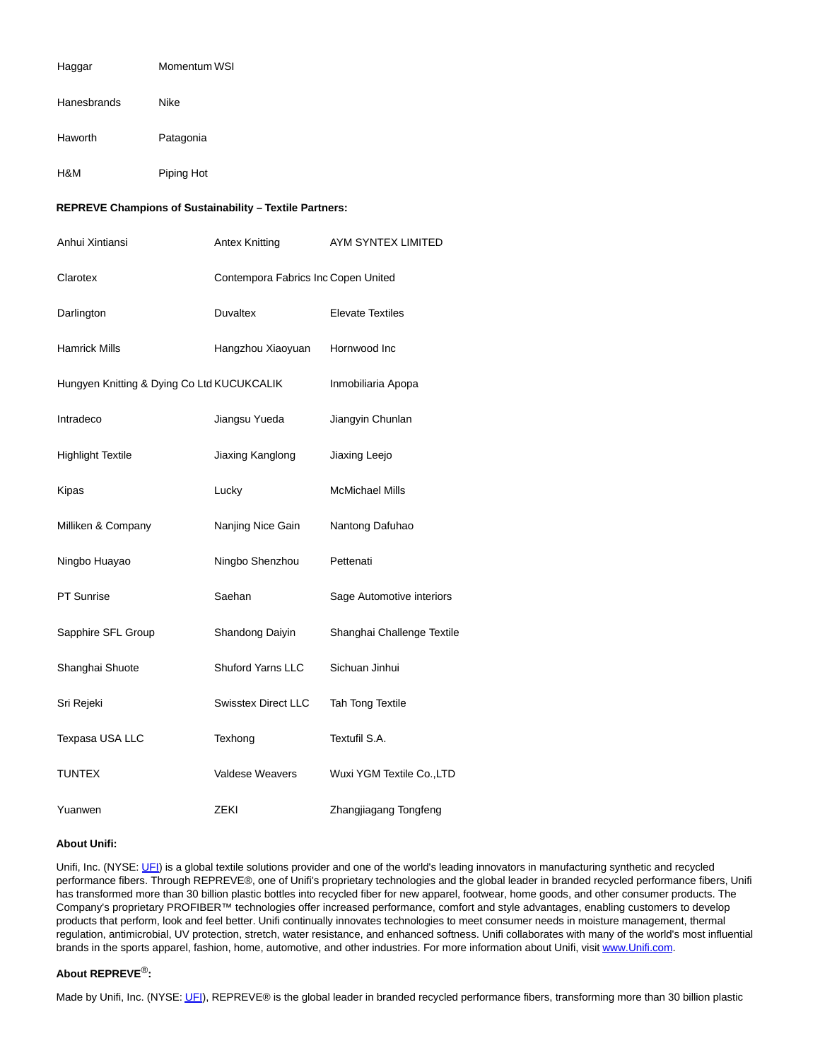| | |
|---|---|
| Haggar | Momentum WSI |
| Hanesbrands | Nike |
| Haworth | Patagonia |
| H&M | Piping Hot |

**REPREVE Champions of Sustainability – Textile Partners:**

| | | |
|---|---|---|
| Anhui Xintiansi | Antex Knitting | AYM SYNTEX LIMITED |
| Clarotex | Contempora Fabrics Inc | Copen United |
| Darlington | Duvaltex | Elevate Textiles |
| Hamrick Mills | Hangzhou Xiaoyuan | Hornwood Inc |
| Hungyen Knitting & Dying Co Ltd | KUCUKCALIK | Inmobiliaria Apopa |
| Intradeco | Jiangsu Yueda | Jiangyin Chunlan |
| Highlight Textile | Jiaxing Kanglong | Jiaxing Leejo |
| Kipas | Lucky | McMichael Mills |
| Milliken & Company | Nanjing Nice Gain | Nantong Dafuhao |
| Ningbo Huayao | Ningbo Shenzhou | Pettenati |
| PT Sunrise | Saehan | Sage Automotive interiors |
| Sapphire SFL Group | Shandong Daiyin | Shanghai Challenge Textile |
| Shanghai Shuote | Shuford Yarns LLC | Sichuan Jinhui |
| Sri Rejeki | Swisstex Direct LLC | Tah Tong Textile |
| Texpasa USA LLC | Texhong | Textufil S.A. |
| TUNTEX | Valdese Weavers | Wuxi YGM Textile Co.,LTD |
| Yuanwen | ZEKI | Zhangjiagang Tongfeng |

**About Unifi:**

Unifi, Inc. (NYSE: UFI) is a global textile solutions provider and one of the world's leading innovators in manufacturing synthetic and recycled performance fibers. Through REPREVE®, one of Unifi's proprietary technologies and the global leader in branded recycled performance fibers, Unifi has transformed more than 30 billion plastic bottles into recycled fiber for new apparel, footwear, home goods, and other consumer products. The Company's proprietary PROFIBER™ technologies offer increased performance, comfort and style advantages, enabling customers to develop products that perform, look and feel better. Unifi continually innovates technologies to meet consumer needs in moisture management, thermal regulation, antimicrobial, UV protection, stretch, water resistance, and enhanced softness. Unifi collaborates with many of the world's most influential brands in the sports apparel, fashion, home, automotive, and other industries. For more information about Unifi, visit www.Unifi.com.

**About REPREVE®:**

Made by Unifi, Inc. (NYSE: UFI), REPREVE® is the global leader in branded recycled performance fibers, transforming more than 30 billion plastic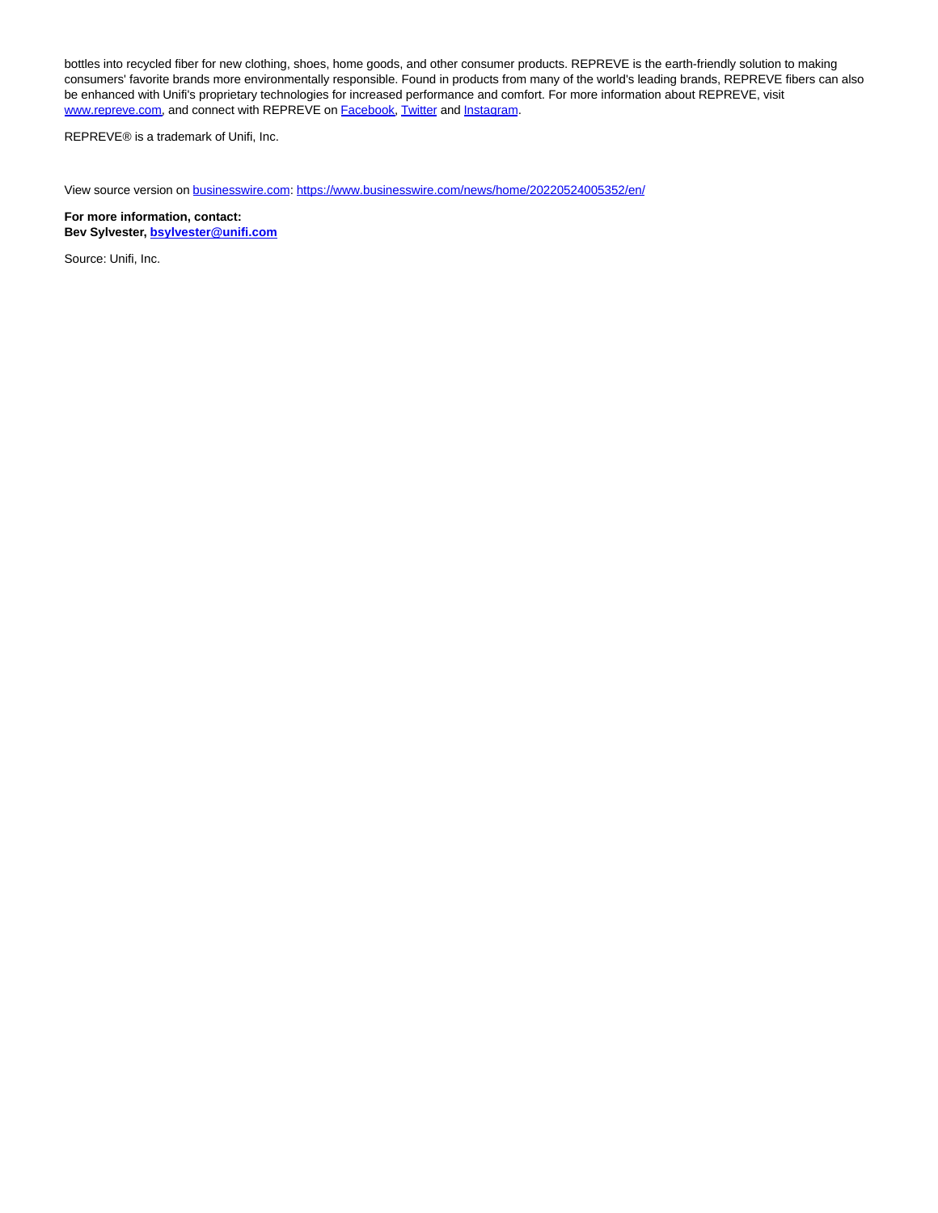bottles into recycled fiber for new clothing, shoes, home goods, and other consumer products. REPREVE is the earth-friendly solution to making consumers' favorite brands more environmentally responsible. Found in products from many of the world's leading brands, REPREVE fibers can also be enhanced with Unifi's proprietary technologies for increased performance and comfort. For more information about REPREVE, visit [www.repreve.com](http://www.repreve.com), and connect with REPREVE on Facebook, Twitter and Instagram.

REPREVE® is a trademark of Unifi, Inc.

View source version on businesswire.com: https://www.businesswire.com/news/home/20220524005352/en/

**For more information, contact:**
**Bev Sylvester, bsylvester@unifi.com**

Source: Unifi, Inc.